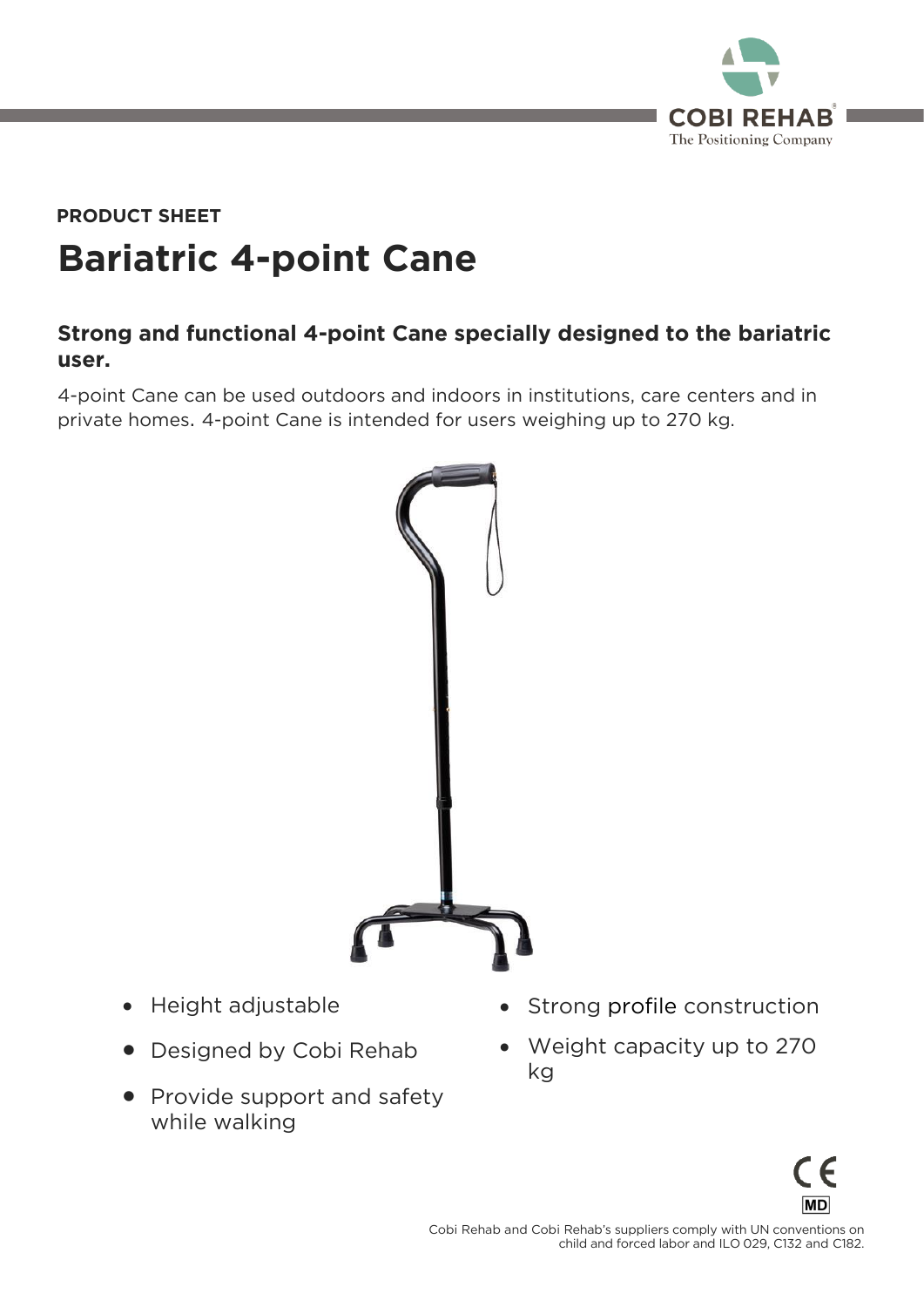PRODUCT SHEET

# Bariatric 4-point Cane

## Strong and functional 4-point Cane specially designed to the bariatric user.

4-point Cane can be used outdoors and indoors in institutions, care centers and in private homes. 4-point Cane is intended for users weighing up to 270 kg.

- Height adjustable
- Designed by Cobi Rehab
- Provide support and safety while walking
- Strong profile construction
- Weight capacity up to 270 kg

Cobi Rehab and Cobi Rehab's suppliers comply with UN conventions on child and forced labor and ILO 029, C132 and C182.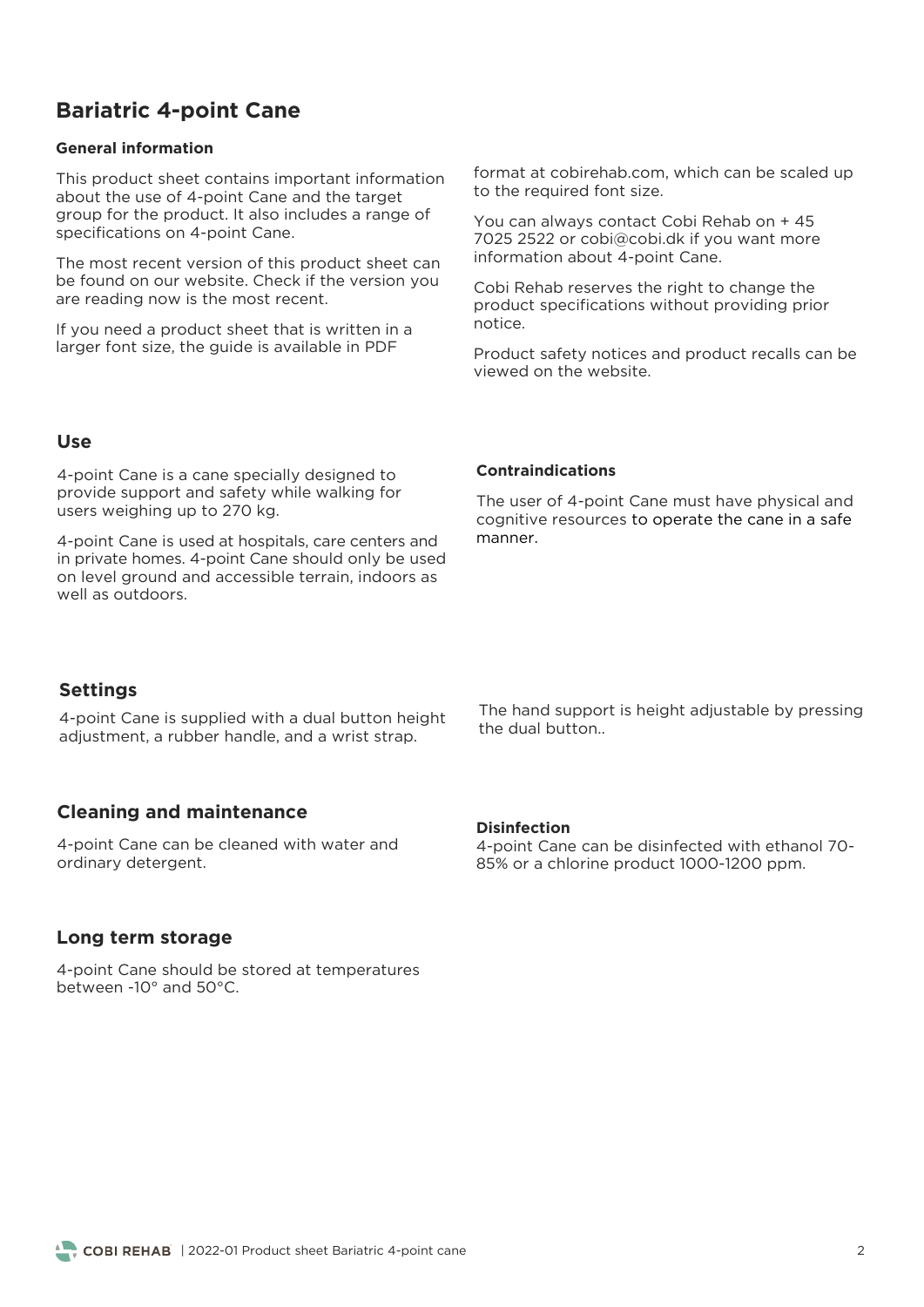# Bariatric 4-point Cane

### General information

This product sheet contains important information about the use of 4-point Cane and the target group for the product. It also includes a range of specifications on 4-point Cane.

The most recent version of this product sheet can be found on our website. Check if the version you are reading now is the most recent.

If you need a product sheet that is written in a larger font size, the guide is available in PDF format at cobirehab.com, which can be scaled up to the required font size.

You can always contact Cobi Rehab on + 45 7025 2522 or cobi@cobi.dk if you want more information about 4-point Cane.

Cobi Rehab reserves the right to change the product specifications without providing prior notice.

Product safety notices and product recalls can be viewed on the website.

## Use

4-point Cane is a cane specially designed to provide support and safety while walking for users weighing up to 270 kg.

4-point Cane is used at hospitals, care centers and in private homes. 4-point Cane should only be used on level ground and accessible terrain, indoors as well as outdoors.

### Contraindications

The user of 4-point Cane must have physical and cognitive resources to operate the cane in a safe manner.

## Settings

4-point Cane is supplied with a dual button height adjustment, a rubber handle, and a wrist strap.

The hand support is height adjustable by pressing the dual button..

## Cleaning and maintenance

4-point Cane can be cleaned with water and ordinary detergent.

### Disinfection

4-point Cane can be disinfected with ethanol 70-85% or a chlorine product 1000-1200 ppm.

## Long term storage

4-point Cane should be stored at temperatures between -10° and 50°C.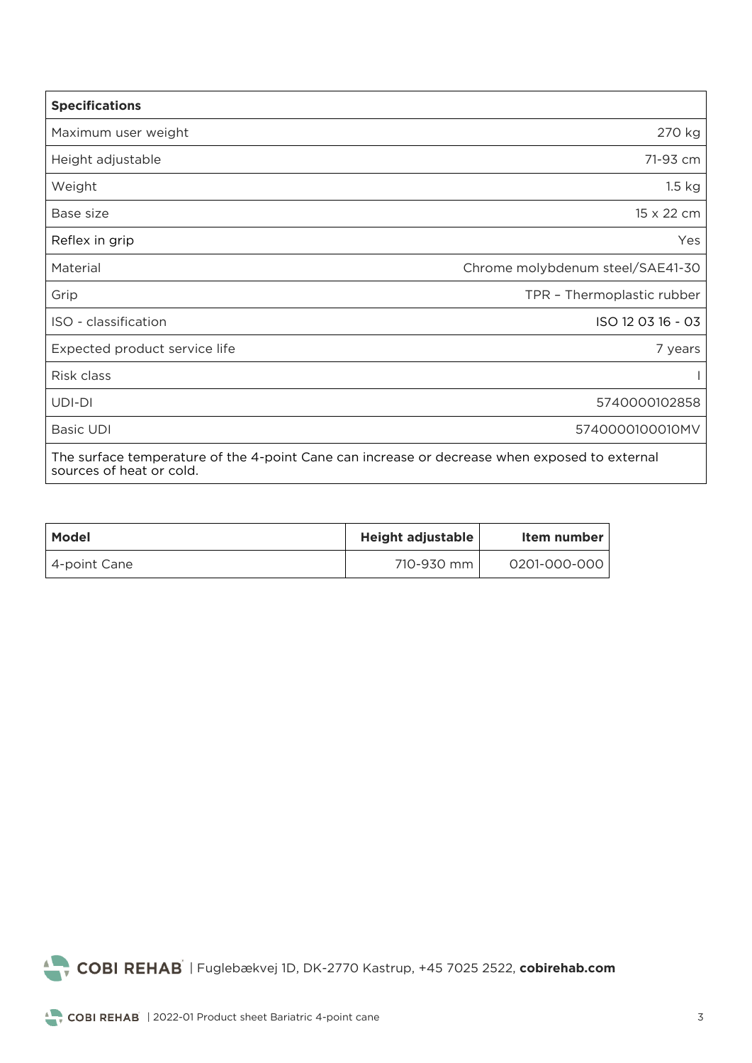| **Specifications** | |
|---|---|
| Maximum user weight | 270 kg |
| Height adjustable | 71-93 cm |
| Weight | 1.5 kg |
| Base size | 15 x 22 cm |
| Reflex in grip | Yes |
| Material | Chrome molybdenum steel/SAE41-30 |
| Grip | TPR – Thermoplastic rubber |
| ISO - classification | ISO 12 03 16 - 03 |
| Expected product service life | 7 years |
| Risk class | I |
| UDI-DI | 5740000102858 |
| Basic UDI | 5740000100010MV |
| The surface temperature of the 4-point Cane can increase or decrease when exposed to external sources of heat or cold. | |

| **Model** | **Height adjustable** | **Item number** |
|---|---|---|
| 4-point Cane | 710-930 mm | 0201-000-000 |

COBI REHAB | Fuglebækvej 1D, DK-2770 Kastrup, +45 7025 2522, **cobirehab.com**